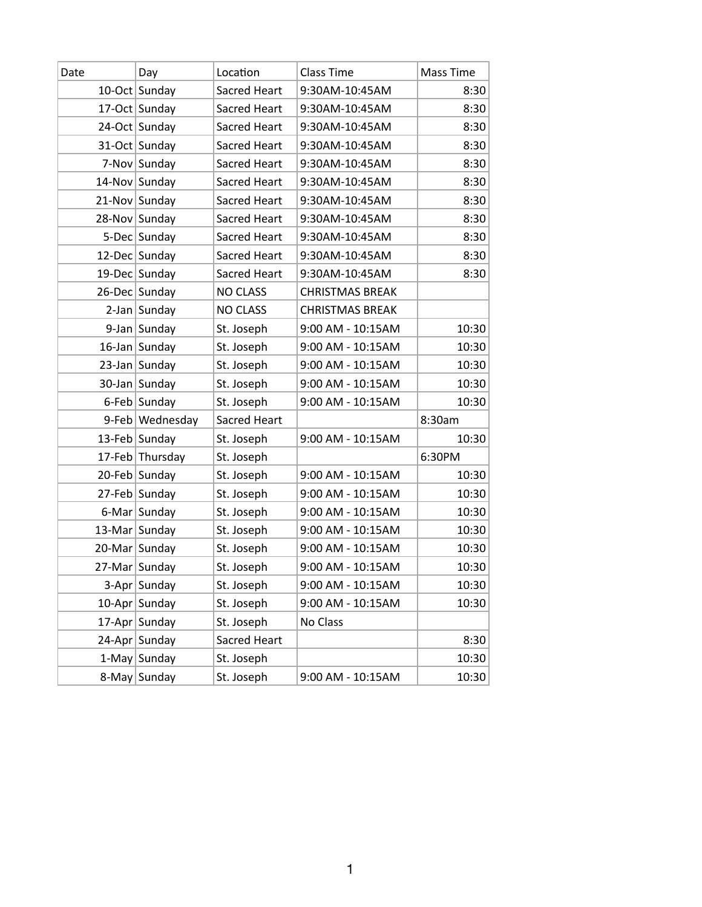| Date | Day | Location | Class Time | Mass Time |
|---|---|---|---|---|
| 10-Oct | Sunday | Sacred Heart | 9:30AM-10:45AM | 8:30 |
| 17-Oct | Sunday | Sacred Heart | 9:30AM-10:45AM | 8:30 |
| 24-Oct | Sunday | Sacred Heart | 9:30AM-10:45AM | 8:30 |
| 31-Oct | Sunday | Sacred Heart | 9:30AM-10:45AM | 8:30 |
| 7-Nov | Sunday | Sacred Heart | 9:30AM-10:45AM | 8:30 |
| 14-Nov | Sunday | Sacred Heart | 9:30AM-10:45AM | 8:30 |
| 21-Nov | Sunday | Sacred Heart | 9:30AM-10:45AM | 8:30 |
| 28-Nov | Sunday | Sacred Heart | 9:30AM-10:45AM | 8:30 |
| 5-Dec | Sunday | Sacred Heart | 9:30AM-10:45AM | 8:30 |
| 12-Dec | Sunday | Sacred Heart | 9:30AM-10:45AM | 8:30 |
| 19-Dec | Sunday | Sacred Heart | 9:30AM-10:45AM | 8:30 |
| 26-Dec | Sunday | NO CLASS | CHRISTMAS BREAK | |
| 2-Jan | Sunday | NO CLASS | CHRISTMAS BREAK | |
| 9-Jan | Sunday | St. Joseph | 9:00 AM - 10:15AM | 10:30 |
| 16-Jan | Sunday | St. Joseph | 9:00 AM - 10:15AM | 10:30 |
| 23-Jan | Sunday | St. Joseph | 9:00 AM - 10:15AM | 10:30 |
| 30-Jan | Sunday | St. Joseph | 9:00 AM - 10:15AM | 10:30 |
| 6-Feb | Sunday | St. Joseph | 9:00 AM - 10:15AM | 10:30 |
| 9-Feb | Wednesday | Sacred Heart | | 8:30am |
| 13-Feb | Sunday | St. Joseph | 9:00 AM - 10:15AM | 10:30 |
| 17-Feb | Thursday | St. Joseph | | 6:30PM |
| 20-Feb | Sunday | St. Joseph | 9:00 AM - 10:15AM | 10:30 |
| 27-Feb | Sunday | St. Joseph | 9:00 AM - 10:15AM | 10:30 |
| 6-Mar | Sunday | St. Joseph | 9:00 AM - 10:15AM | 10:30 |
| 13-Mar | Sunday | St. Joseph | 9:00 AM - 10:15AM | 10:30 |
| 20-Mar | Sunday | St. Joseph | 9:00 AM - 10:15AM | 10:30 |
| 27-Mar | Sunday | St. Joseph | 9:00 AM - 10:15AM | 10:30 |
| 3-Apr | Sunday | St. Joseph | 9:00 AM - 10:15AM | 10:30 |
| 10-Apr | Sunday | St. Joseph | 9:00 AM - 10:15AM | 10:30 |
| 17-Apr | Sunday | St. Joseph | No Class | |
| 24-Apr | Sunday | Sacred Heart | | 8:30 |
| 1-May | Sunday | St. Joseph | | 10:30 |
| 8-May | Sunday | St. Joseph | 9:00 AM - 10:15AM | 10:30 |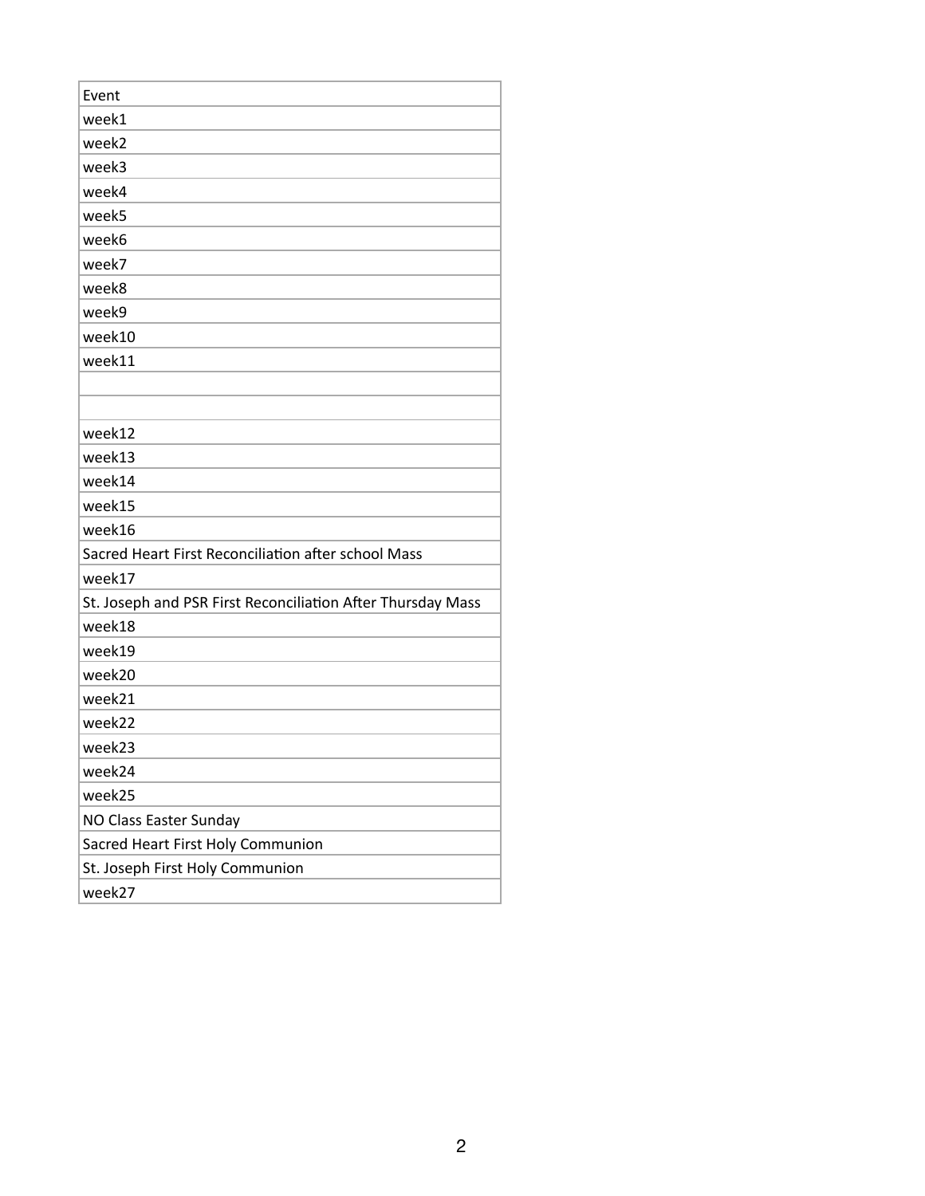| Event |
| --- |
| week1 |
| week2 |
| week3 |
| week4 |
| week5 |
| week6 |
| week7 |
| week8 |
| week9 |
| week10 |
| week11 |
| |
| |
| week12 |
| week13 |
| week14 |
| week15 |
| week16 |
| Sacred Heart First Reconciliation after school Mass |
| week17 |
| St. Joseph and PSR First Reconciliation After Thursday Mass |
| week18 |
| week19 |
| week20 |
| week21 |
| week22 |
| week23 |
| week24 |
| week25 |
| NO Class Easter Sunday |
| Sacred Heart First Holy Communion |
| St. Joseph First Holy Communion |
| week27 |